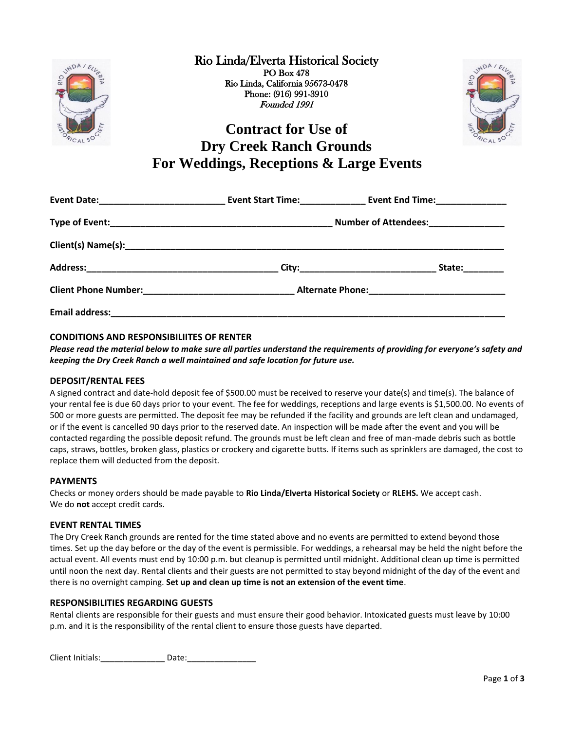# Rio Linda/Elverta Historical Society

PO Box 478
Rio Linda, California 95673-0478
Phone: (916) 991-3910
*Founded 1991*

# Contract for Use of Dry Creek Ranch Grounds For Weddings, Receptions & Large Events

**Event Date:**________________________ **Event Start Time:**____________ **Event End Time:**_____________

**Type of Event:**____________________________________________ **Number of Attendees:**_______________

**Client(s) Name(s):**___________________________________________________________________________

**Address:**______________________________________ **City:**__________________________ **State:**________

**Client Phone Number:**_____________________________ **Alternate Phone:**__________________________

**Email address:**_______________________________________________________________________________

## CONDITIONS AND RESPONSIBILIITES OF RENTER

***Please read the material below to make sure all parties understand the requirements of providing for everyone's safety and keeping the Dry Creek Ranch a well maintained and safe location for future use.***

### DEPOSIT/RENTAL FEES

A signed contract and date-hold deposit fee of $500.00 must be received to reserve your date(s) and time(s). The balance of your rental fee is due 60 days prior to your event. The fee for weddings, receptions and large events is $1,500.00. No events of 500 or more guests are permitted. The deposit fee may be refunded if the facility and grounds are left clean and undamaged, or if the event is cancelled 90 days prior to the reserved date. An inspection will be made after the event and you will be contacted regarding the possible deposit refund. The grounds must be left clean and free of man-made debris such as bottle caps, straws, bottles, broken glass, plastics or crockery and cigarette butts. If items such as sprinklers are damaged, the cost to replace them will deducted from the deposit.

### PAYMENTS

Checks or money orders should be made payable to **Rio Linda/Elverta Historical Society** or **RLEHS.** We accept cash. We do **not** accept credit cards.

### EVENT RENTAL TIMES

The Dry Creek Ranch grounds are rented for the time stated above and no events are permitted to extend beyond those times. Set up the day before or the day of the event is permissible. For weddings, a rehearsal may be held the night before the actual event. All events must end by 10:00 p.m. but cleanup is permitted until midnight. Additional clean up time is permitted until noon the next day. Rental clients and their guests are not permitted to stay beyond midnight of the day of the event and there is no overnight camping. **Set up and clean up time is not an extension of the event time**.

### RESPONSIBILITIES REGARDING GUESTS

Rental clients are responsible for their guests and must ensure their good behavior. Intoxicated guests must leave by 10:00 p.m. and it is the responsibility of the rental client to ensure those guests have departed.

Client Initials:______________ Date:_______________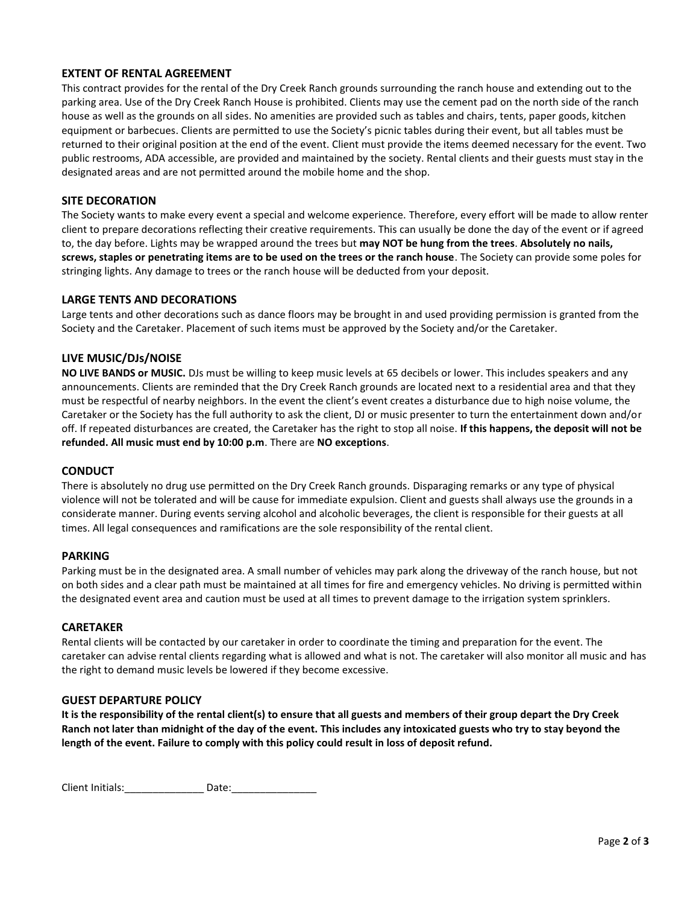## EXTENT OF RENTAL AGREEMENT

This contract provides for the rental of the Dry Creek Ranch grounds surrounding the ranch house and extending out to the parking area. Use of the Dry Creek Ranch House is prohibited. Clients may use the cement pad on the north side of the ranch house as well as the grounds on all sides. No amenities are provided such as tables and chairs, tents, paper goods, kitchen equipment or barbecues. Clients are permitted to use the Society's picnic tables during their event, but all tables must be returned to their original position at the end of the event. Client must provide the items deemed necessary for the event. Two public restrooms, ADA accessible, are provided and maintained by the society. Rental clients and their guests must stay in the designated areas and are not permitted around the mobile home and the shop.

## SITE DECORATION

The Society wants to make every event a special and welcome experience. Therefore, every effort will be made to allow renter client to prepare decorations reflecting their creative requirements. This can usually be done the day of the event or if agreed to, the day before. Lights may be wrapped around the trees but **may NOT be hung from the trees**. **Absolutely no nails, screws, staples or penetrating items are to be used on the trees or the ranch house**. The Society can provide some poles for stringing lights. Any damage to trees or the ranch house will be deducted from your deposit.

## LARGE TENTS AND DECORATIONS

Large tents and other decorations such as dance floors may be brought in and used providing permission is granted from the Society and the Caretaker. Placement of such items must be approved by the Society and/or the Caretaker.

## LIVE MUSIC/DJs/NOISE

**NO LIVE BANDS or MUSIC.** DJs must be willing to keep music levels at 65 decibels or lower. This includes speakers and any announcements. Clients are reminded that the Dry Creek Ranch grounds are located next to a residential area and that they must be respectful of nearby neighbors. In the event the client's event creates a disturbance due to high noise volume, the Caretaker or the Society has the full authority to ask the client, DJ or music presenter to turn the entertainment down and/or off. If repeated disturbances are created, the Caretaker has the right to stop all noise. **If this happens, the deposit will not be refunded. All music must end by 10:00 p.m**. There are **NO exceptions**.

## CONDUCT

There is absolutely no drug use permitted on the Dry Creek Ranch grounds. Disparaging remarks or any type of physical violence will not be tolerated and will be cause for immediate expulsion. Client and guests shall always use the grounds in a considerate manner. During events serving alcohol and alcoholic beverages, the client is responsible for their guests at all times. All legal consequences and ramifications are the sole responsibility of the rental client.

## PARKING

Parking must be in the designated area. A small number of vehicles may park along the driveway of the ranch house, but not on both sides and a clear path must be maintained at all times for fire and emergency vehicles. No driving is permitted within the designated event area and caution must be used at all times to prevent damage to the irrigation system sprinklers.

## CARETAKER

Rental clients will be contacted by our caretaker in order to coordinate the timing and preparation for the event. The caretaker can advise rental clients regarding what is allowed and what is not. The caretaker will also monitor all music and has the right to demand music levels be lowered if they become excessive.

## GUEST DEPARTURE POLICY

**It is the responsibility of the rental client(s) to ensure that all guests and members of their group depart the Dry Creek Ranch not later than midnight of the day of the event. This includes any intoxicated guests who try to stay beyond the length of the event. Failure to comply with this policy could result in loss of deposit refund.**

Client Initials:______________ Date:_______________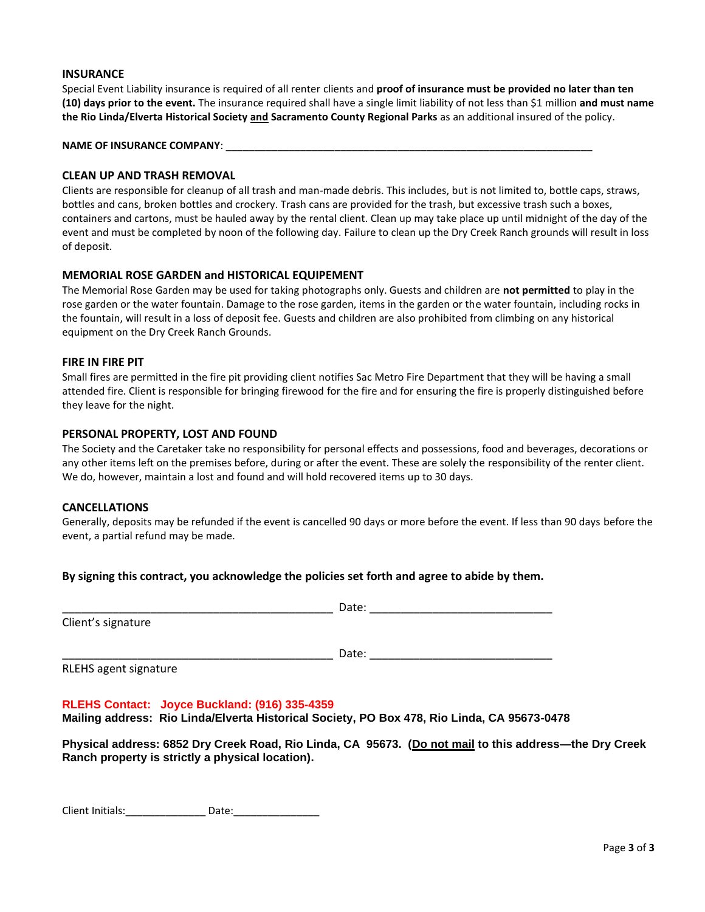## INSURANCE

Special Event Liability insurance is required of all renter clients and **proof of insurance must be provided no later than ten (10) days prior to the event.** The insurance required shall have a single limit liability of not less than $1 million **and must name the Rio Linda/Elverta Historical Society and Sacramento County Regional Parks** as an additional insured of the policy.

**NAME OF INSURANCE COMPANY**: ____________________________________________________________________

## CLEAN UP AND TRASH REMOVAL

Clients are responsible for cleanup of all trash and man-made debris. This includes, but is not limited to, bottle caps, straws, bottles and cans, broken bottles and crockery. Trash cans are provided for the trash, but excessive trash such a boxes, containers and cartons, must be hauled away by the rental client. Clean up may take place up until midnight of the day of the event and must be completed by noon of the following day. Failure to clean up the Dry Creek Ranch grounds will result in loss of deposit.

## MEMORIAL ROSE GARDEN and HISTORICAL EQUIPEMENT

The Memorial Rose Garden may be used for taking photographs only. Guests and children are **not permitted** to play in the rose garden or the water fountain. Damage to the rose garden, items in the garden or the water fountain, including rocks in the fountain, will result in a loss of deposit fee. Guests and children are also prohibited from climbing on any historical equipment on the Dry Creek Ranch Grounds.

## FIRE IN FIRE PIT

Small fires are permitted in the fire pit providing client notifies Sac Metro Fire Department that they will be having a small attended fire. Client is responsible for bringing firewood for the fire and for ensuring the fire is properly distinguished before they leave for the night.

## PERSONAL PROPERTY, LOST AND FOUND

The Society and the Caretaker take no responsibility for personal effects and possessions, food and beverages, decorations or any other items left on the premises before, during or after the event. These are solely the responsibility of the renter client. We do, however, maintain a lost and found and will hold recovered items up to 30 days.

## CANCELLATIONS

Generally, deposits may be refunded if the event is cancelled 90 days or more before the event. If less than 90 days before the event, a partial refund may be made.

**By signing this contract, you acknowledge the policies set forth and agree to abide by them.**

_____________________________________________ Date: ______________________________

Client's signature

_____________________________________________ Date: ______________________________

RLEHS agent signature

**RLEHS Contact: Joyce Buckland: (916) 335-4359**

**Mailing address: Rio Linda/Elverta Historical Society, PO Box 478, Rio Linda, CA 95673-0478**

**Physical address: 6852 Dry Creek Road, Rio Linda, CA 95673. (Do not mail to this address—the Dry Creek Ranch property is strictly a physical location).**

Client Initials:______________ Date:_______________